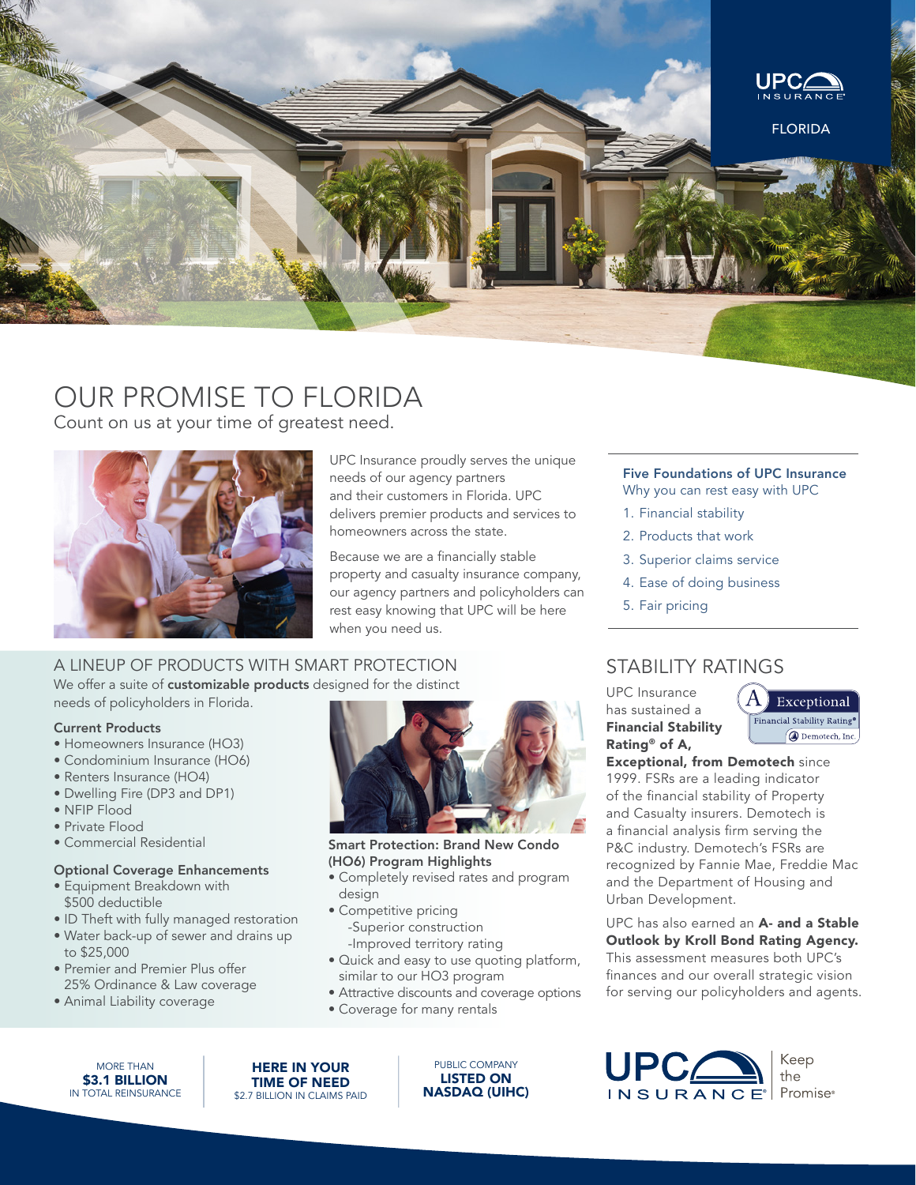UPC INSURANCE

FLORIDA

# OUR PROMISE TO FLORIDA

Count on us at your time of greatest need.

UPC Insurance proudly serves the unique needs of our agency partners and their customers in Florida. UPC delivers premier products and services to homeowners across the state.

Because we are a financially stable property and casualty insurance company, our agency partners and policyholders can rest easy knowing that UPC will be here when you need us.

### Five Foundations of UPC Insurance

Why you can rest easy with UPC

1. Financial stability
2. Products that work
3. Superior claims service
4. Ease of doing business
5. Fair pricing

## A LINEUP OF PRODUCTS WITH SMART PROTECTION

We offer a suite of **customizable products** designed for the distinct needs of policyholders in Florida.

### Current Products

- Homeowners Insurance (HO3)
- Condominium Insurance (HO6)
- Renters Insurance (HO4)
- Dwelling Fire (DP3 and DP1)
- NFIP Flood
- Private Flood
- Commercial Residential

### Optional Coverage Enhancements

- Equipment Breakdown with $500 deductible
- ID Theft with fully managed restoration
- Water back-up of sewer and drains up to $25,000
- Premier and Premier Plus offer 25% Ordinance & Law coverage
- Animal Liability coverage

### Smart Protection: Brand New Condo (HO6) Program Highlights

- Completely revised rates and program design
- Competitive pricing
  - -Superior construction
  - -Improved territory rating
- Quick and easy to use quoting platform, similar to our HO3 program
- Attractive discounts and coverage options
- Coverage for many rentals

## STABILITY RATINGS

A Exceptional Financial Stability Rating® Demotech, Inc.

UPC Insurance has sustained a **Financial Stability Rating® of A, Exceptional, from Demotech** since 1999. FSRs are a leading indicator of the financial stability of Property and Casualty insurers. Demotech is a financial analysis firm serving the P&C industry. Demotech's FSRs are recognized by Fannie Mae, Freddie Mac and the Department of Housing and Urban Development.

UPC has also earned an **A- and a Stable Outlook by Kroll Bond Rating Agency.** This assessment measures both UPC's finances and our overall strategic vision for serving our policyholders and agents.

MORE THAN **$3.1 BILLION** IN TOTAL REINSURANCE

**HERE IN YOUR TIME OF NEED** $2.7 BILLION IN CLAIMS PAID

PUBLIC COMPANY **LISTED ON NASDAQ (UIHC)**

UPC INSURANCE® | Keep the Promise®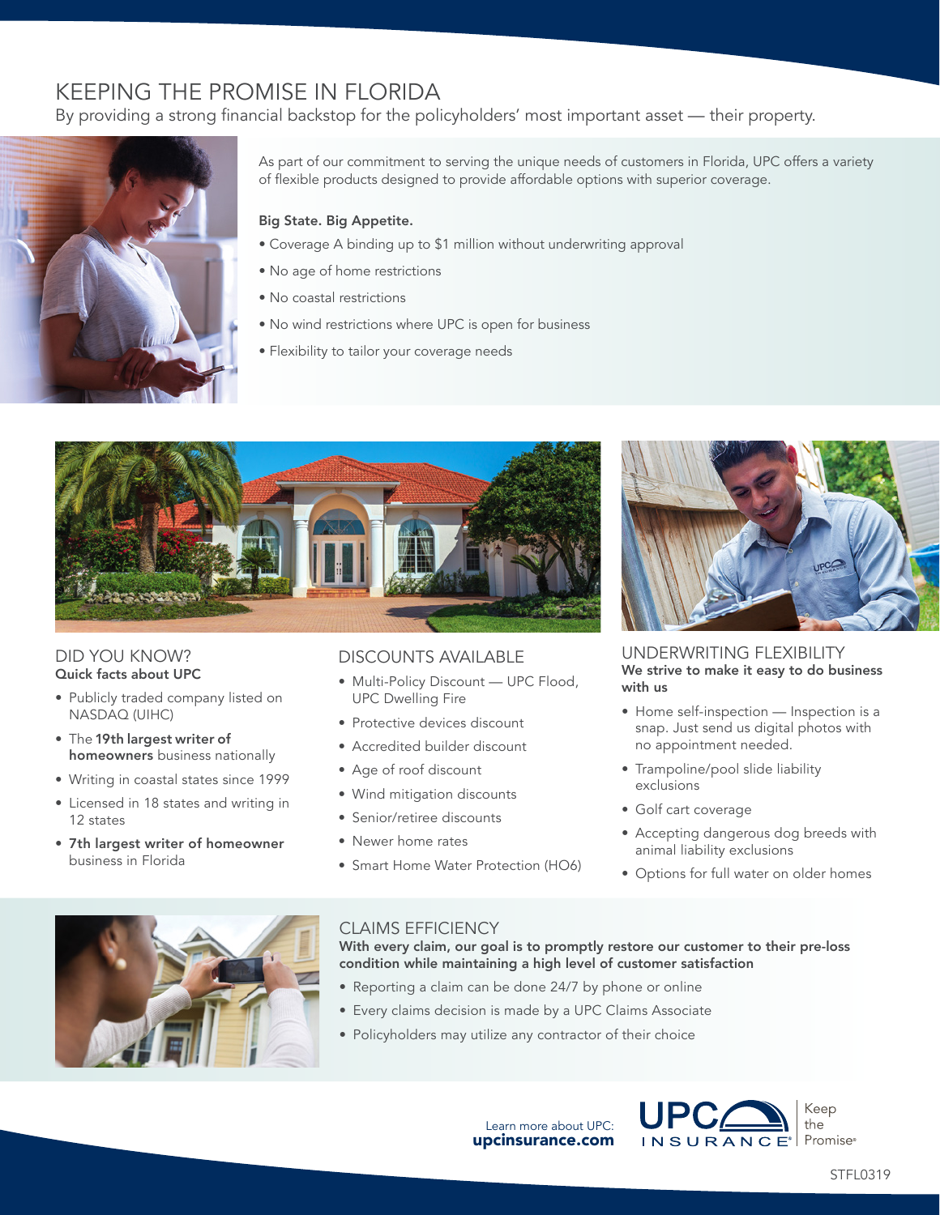# KEEPING THE PROMISE IN FLORIDA

By providing a strong financial backstop for the policyholders' most important asset — their property.

As part of our commitment to serving the unique needs of customers in Florida, UPC offers a variety of flexible products designed to provide affordable options with superior coverage.

**Big State. Big Appetite.**

- Coverage A binding up to $1 million without underwriting approval
- No age of home restrictions
- No coastal restrictions
- No wind restrictions where UPC is open for business
- Flexibility to tailor your coverage needs

## DID YOU KNOW?

**Quick facts about UPC**

- Publicly traded company listed on NASDAQ (UIHC)
- The **19th largest writer of homeowners** business nationally
- Writing in coastal states since 1999
- Licensed in 18 states and writing in 12 states
- **7th largest writer of homeowner** business in Florida

## DISCOUNTS AVAILABLE

- Multi-Policy Discount — UPC Flood, UPC Dwelling Fire
- Protective devices discount
- Accredited builder discount
- Age of roof discount
- Wind mitigation discounts
- Senior/retiree discounts
- Newer home rates
- Smart Home Water Protection (HO6)

## UNDERWRITING FLEXIBILITY

**We strive to make it easy to do business with us**

- Home self-inspection — Inspection is a snap. Just send us digital photos with no appointment needed.
- Trampoline/pool slide liability exclusions
- Golf cart coverage
- Accepting dangerous dog breeds with animal liability exclusions
- Options for full water on older homes

## CLAIMS EFFICIENCY

**With every claim, our goal is to promptly restore our customer to their pre-loss condition while maintaining a high level of customer satisfaction**

- Reporting a claim can be done 24/7 by phone or online
- Every claims decision is made by a UPC Claims Associate
- Policyholders may utilize any contractor of their choice

Learn more about UPC:
**upcinsurance.com**

UPC INSURANCE® | Keep the Promise®

STFL0319